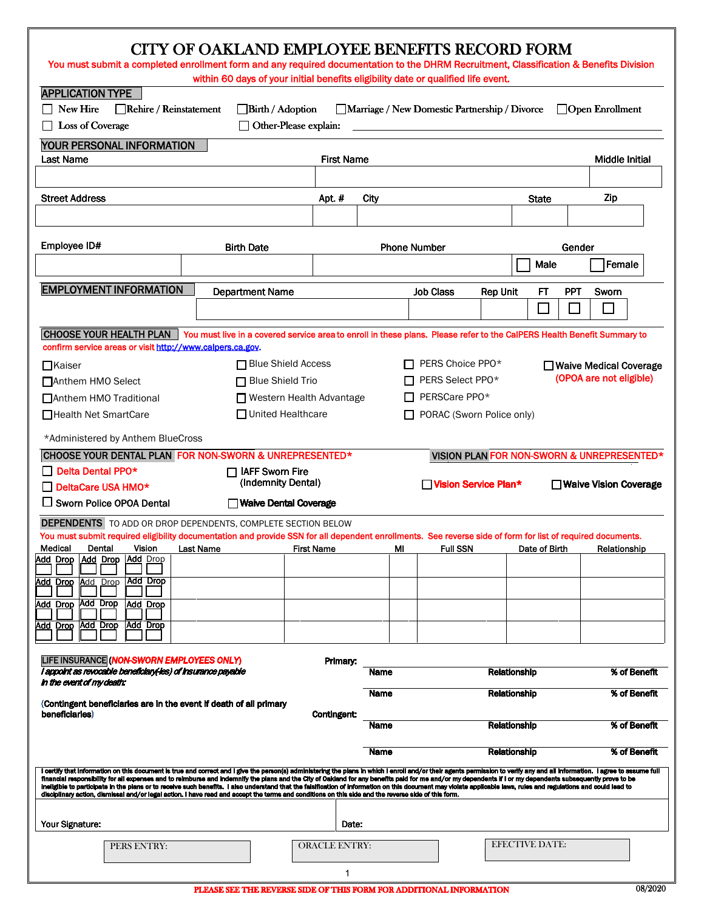# CITY OF OAKLAND EMPLOYEE BENEFITS RECORD FORM

You must submit a completed enrollment form and any required documentation to the DHRM Recruitment, Classification & Benefits Division within 60 days of your initial benefits eligibility date or qualified life event.

## APPLICATION TYPE

☐ New Hire ☐ Rehire / Reinstatement ☐ Birth / Adoption ☐ Marriage / New Domestic Partnership / Divorce ☐ Open Enrollment

☐ Loss of Coverage ☐ Other-Please explain: ______________________

## YOUR PERSONAL INFORMATION

| Last Name | First Name | Middle Initial |
|---|---|---|
| | | |

| Street Address | Apt. # | City | State | Zip |
|---|---|---|---|---|
| | | | | |

| Employee ID# | Birth Date | Phone Number | Gender |
|---|---|---|---|
| | | | ☐ Male ☐ Female |

## EMPLOYMENT INFORMATION

| Department Name | Job Class | Rep Unit | FT | PPT | Sworn |
|---|---|---|---|---|---|
| | | | ☐ | ☐ | ☐ |

## CHOOSE YOUR HEALTH PLAN

You must live in a covered service area to enroll in these plans. Please refer to the CalPERS Health Benefit Summary to confirm service areas or visit http://www.calpers.ca.gov.

☐ Kaiser ☐ Blue Shield Access ☐ PERS Choice PPO* ☐ Waive Medical Coverage (OPOA are not eligible)

☐ Anthem HMO Select ☐ Blue Shield Trio ☐ PERS Select PPO*

☐ Anthem HMO Traditional ☐ Western Health Advantage ☐ PERSCare PPO*

☐ Health Net SmartCare ☐ United Healthcare ☐ PORAC (Sworn Police only)

*Administered by Anthem BlueCross

## CHOOSE YOUR DENTAL PLAN FOR NON-SWORN & UNREPRESENTED*

☐ Delta Dental PPO* ☐ IAFF Sworn Fire (Indemnity Dental)

☐ DeltaCare USA HMO*

☐ Sworn Police OPOA Dental ☐ Waive Dental Coverage

## VISION PLAN FOR NON-SWORN & UNREPRESENTED*

☐ Vision Service Plan* ☐ Waive Vision Coverage

## DEPENDENTS

TO ADD OR DROP DEPENDENTS, COMPLETE SECTION BELOW

You must submit required eligibility documentation and provide SSN for all dependent enrollments. See reverse side of form for list of required documents.

| Medical | Dental | Vision | Last Name | First Name | MI | Full SSN | Date of Birth | Relationship |
|---|---|---|---|---|---|---|---|---|
| Add ☐ Drop ☐ | Add ☐ Drop ☐ | Add ☐ Drop ☐ | | | | | | |
| Add ☐ Drop ☐ | Add ☐ Drop ☐ | Add ☐ Drop ☐ | | | | | | |
| Add ☐ Drop ☐ | Add ☐ Drop ☐ | Add ☐ Drop ☐ | | | | | | |
| Add ☐ Drop ☐ | Add ☐ Drop ☐ | Add ☐ Drop ☐ | | | | | | |

## LIFE INSURANCE (NON-SWORN EMPLOYEES ONLY)

*I appoint as revocable beneficiary(-ies) of insurance payable in the event of my death:*

(Contingent beneficiaries are in the event if death of all primary beneficiaries)

| | Name | Relationship | % of Benefit |
|---|---|---|---|
| Primary: | | | |
| | | | |
| Contingent: | | | |
| | | | |

I certify that information on this document is true and correct and I give the person(s) administering the plans in which I enroll and/or their agents permission to verify any and all information. I agree to assume full financial responsibility for all expenses and to reimburse and indemnify the plans and the City of Oakland for any benefits paid for me and/or my dependents if I or my dependents subsequently prove to be ineligible to participate in the plans or to receive such benefits. I also understand that the falsification of information on this document may violate applicable laws, rules and regulations and could lead to disciplinary action, dismissal and/or legal action. I have read and accept the terms and conditions on this side and the reverse side of this form.

Your Signature: ______________________ Date: ______________

PERS ENTRY: ______ ORACLE ENTRY: ______ EFECTIVE DATE: ______

PLEASE SEE THE REVERSE SIDE OF THIS FORM FOR ADDITIONAL INFORMATION

08/2020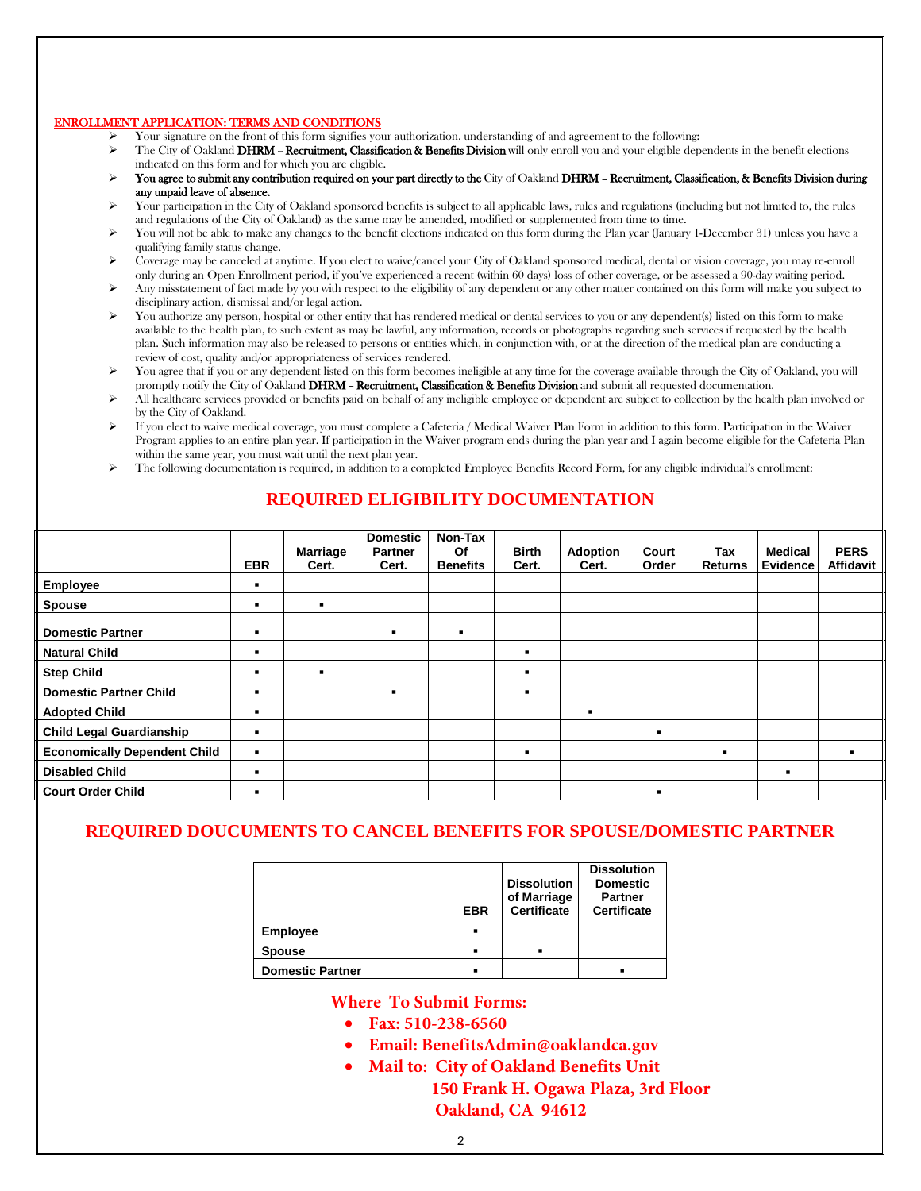## ENROLLMENT APPLICATION: TERMS AND CONDITIONS

- Your signature on the front of this form signifies your authorization, understanding of and agreement to the following:
- The City of Oakland **DHRM – Recruitment, Classification & Benefits Division** will only enroll you and your eligible dependents in the benefit elections indicated on this form and for which you are eligible.
- **You agree to submit any contribution required on your part directly to the** City of Oakland **DHRM – Recruitment, Classification, & Benefits Division during any unpaid leave of absence.**
- Your participation in the City of Oakland sponsored benefits is subject to all applicable laws, rules and regulations (including but not limited to, the rules and regulations of the City of Oakland) as the same may be amended, modified or supplemented from time to time.
- You will not be able to make any changes to the benefit elections indicated on this form during the Plan year (January 1-December 31) unless you have a qualifying family status change.
- Coverage may be canceled at anytime. If you elect to waive/cancel your City of Oakland sponsored medical, dental or vision coverage, you may re-enroll only during an Open Enrollment period, if you've experienced a recent (within 60 days) loss of other coverage, or be assessed a 90-day waiting period.
- Any misstatement of fact made by you with respect to the eligibility of any dependent or any other matter contained on this form will make you subject to disciplinary action, dismissal and/or legal action.
- You authorize any person, hospital or other entity that has rendered medical or dental services to you or any dependent(s) listed on this form to make available to the health plan, to such extent as may be lawful, any information, records or photographs regarding such services if requested by the health plan. Such information may also be released to persons or entities which, in conjunction with, or at the direction of the medical plan are conducting a review of cost, quality and/or appropriateness of services rendered.
- You agree that if you or any dependent listed on this form becomes ineligible at any time for the coverage available through the City of Oakland, you will promptly notify the City of Oakland **DHRM – Recruitment, Classification & Benefits Division** and submit all requested documentation.
- All healthcare services provided or benefits paid on behalf of any ineligible employee or dependent are subject to collection by the health plan involved or by the City of Oakland.
- If you elect to waive medical coverage, you must complete a Cafeteria / Medical Waiver Plan Form in addition to this form. Participation in the Waiver Program applies to an entire plan year. If participation in the Waiver program ends during the plan year and I again become eligible for the Cafeteria Plan within the same year, you must wait until the next plan year.
- The following documentation is required, in addition to a completed Employee Benefits Record Form, for any eligible individual's enrollment:

## REQUIRED ELIGIBILITY DOCUMENTATION

| | EBR | Marriage Cert. | Domestic Partner Cert. | Non-Tax Of Benefits | Birth Cert. | Adoption Cert. | Court Order | Tax Returns | Medical Evidence | PERS Affidavit |
|---|---|---|---|---|---|---|---|---|---|---|
| **Employee** | ▪ | | | | | | | | | |
| **Spouse** | ▪ | ▪ | | | | | | | | |
| **Domestic Partner** | ▪ | | ▪ | ▪ | | | | | | |
| **Natural Child** | ▪ | | | | ▪ | | | | | |
| **Step Child** | ▪ | ▪ | | | ▪ | | | | | |
| **Domestic Partner Child** | ▪ | | ▪ | | ▪ | | | | | |
| **Adopted Child** | ▪ | | | | | ▪ | | | | |
| **Child Legal Guardianship** | ▪ | | | | | | ▪ | | | |
| **Economically Dependent Child** | ▪ | | | | ▪ | | | ▪ | | ▪ |
| **Disabled Child** | ▪ | | | | | | | | ▪ | |
| **Court Order Child** | ▪ | | | | | | ▪ | | | |

## REQUIRED DOUCUMENTS TO CANCEL BENEFITS FOR SPOUSE/DOMESTIC PARTNER

| | EBR | Dissolution of Marriage Certificate | Dissolution Domestic Partner Certificate |
|---|---|---|---|
| **Employee** | ▪ | | |
| **Spouse** | ▪ | ▪ | |
| **Domestic Partner** | ▪ | | ▪ |

**Where To Submit Forms:**

- **Fax: 510-238-6560**
- **Email: BenefitsAdmin@oaklandca.gov**
- **Mail to: City of Oakland Benefits Unit**
  **150 Frank H. Ogawa Plaza, 3rd Floor**
  **Oakland, CA 94612**